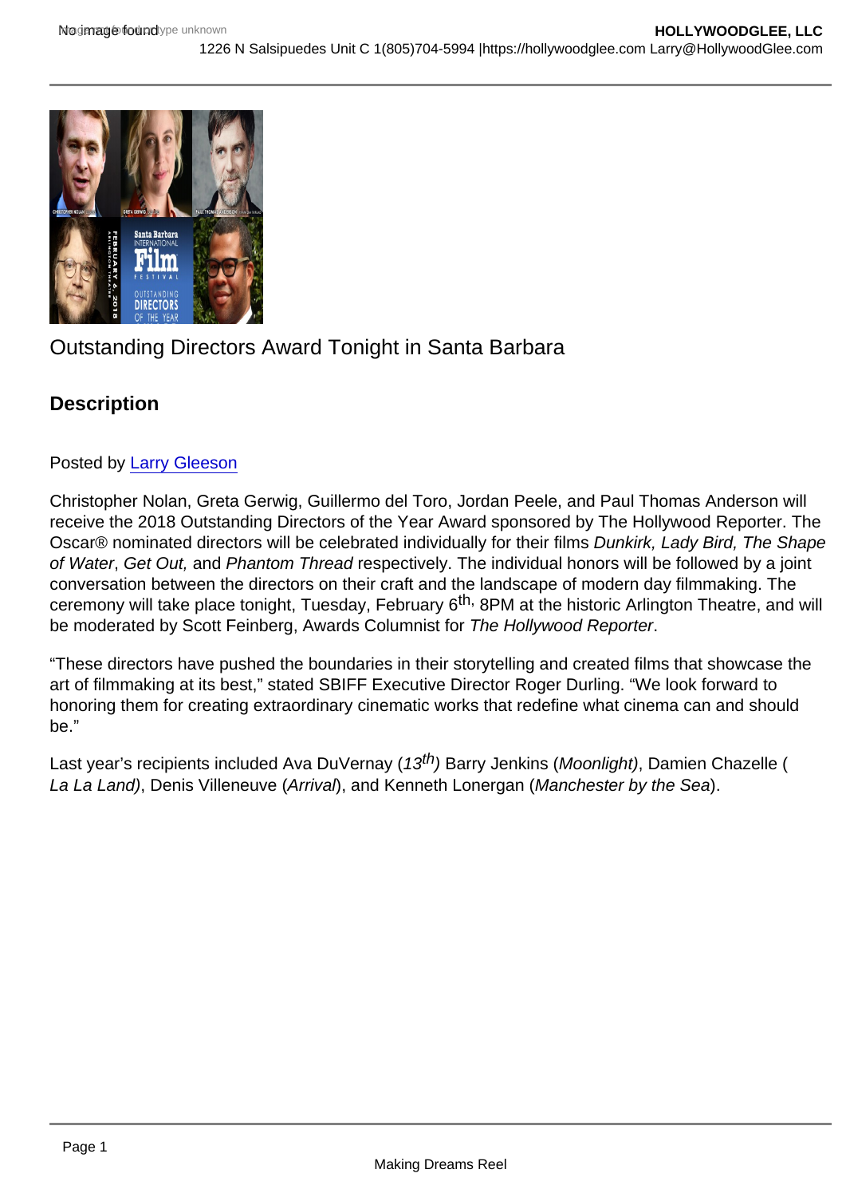# Outstanding Directors Award Tonight in Santa Barbara

## Description

Posted by Larry Gleeson

Christopher Nolan, Greta Gerwig, Guillermo del Toro, Jordan Peele, and Paul Thomas Anderson will receive the 2018 Outstanding Directors of the Year Award sponsored by The Hollywood Reporter. The Oscar® nominated directors will be celebrated individually for their films *Dunkirk, Lady Bird, The Shape of Water*, *Get Out,* and *Phantom Thread* respectively. The individual honors will be followed by a joint conversation between the directors on their craft and the landscape of modern day filmmaking. The ceremony will take place tonight, Tuesday, February 6th, 8PM at the historic Arlington Theatre, and will be moderated by Scott Feinberg, Awards Columnist for *The Hollywood Reporter*.

"These directors have pushed the boundaries in their storytelling and created films that showcase the art of filmmaking at its best," stated SBIFF Executive Director Roger Durling. "We look forward to honoring them for creating extraordinary cinematic works that redefine what cinema can and should be."

Last year's recipients included Ava DuVernay (*13th)* Barry Jenkins (*Moonlight)*, Damien Chazelle (*La La Land)*, Denis Villeneuve (*Arrival*), and Kenneth Lonergan (*Manchester by the Sea*).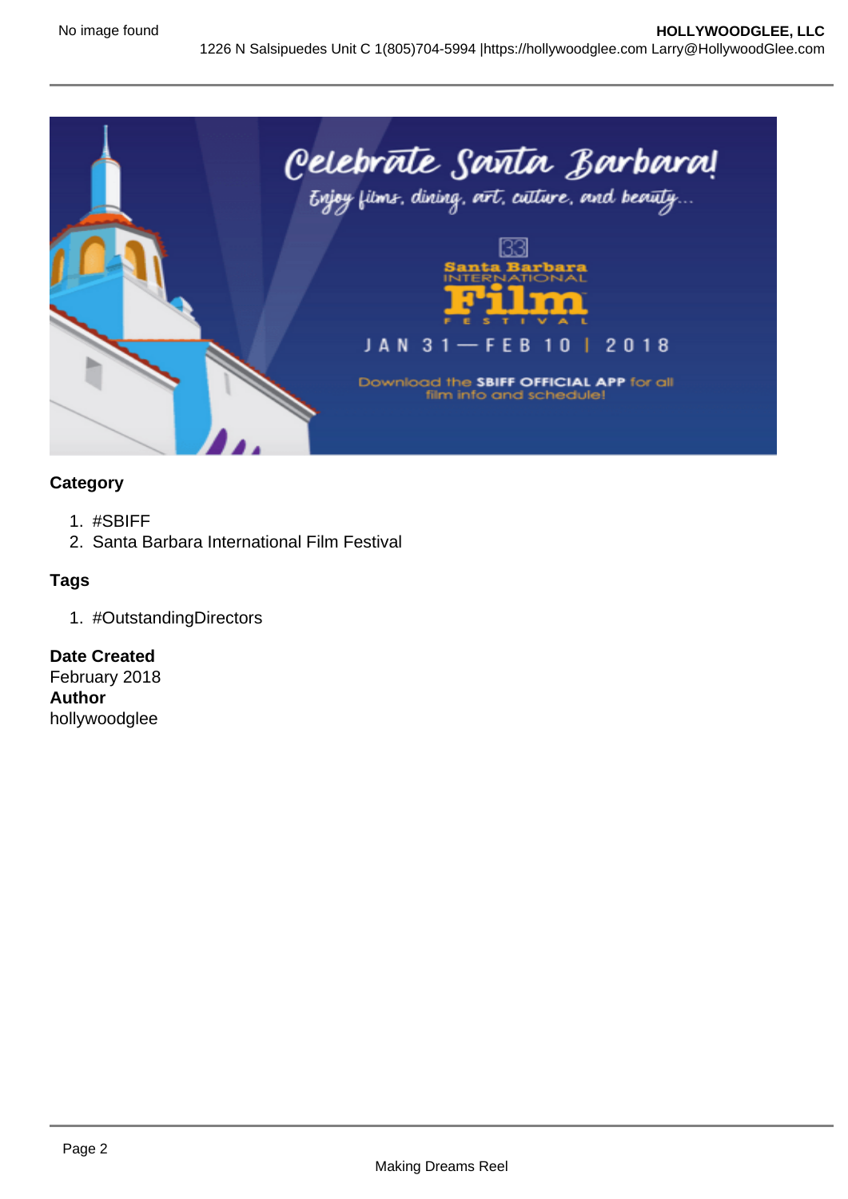**Category**

1. #SBIFF
2. Santa Barbara International Film Festival

**Tags**

1. #OutstandingDirectors

**Date Created**
February 2018
**Author**
hollywoodglee